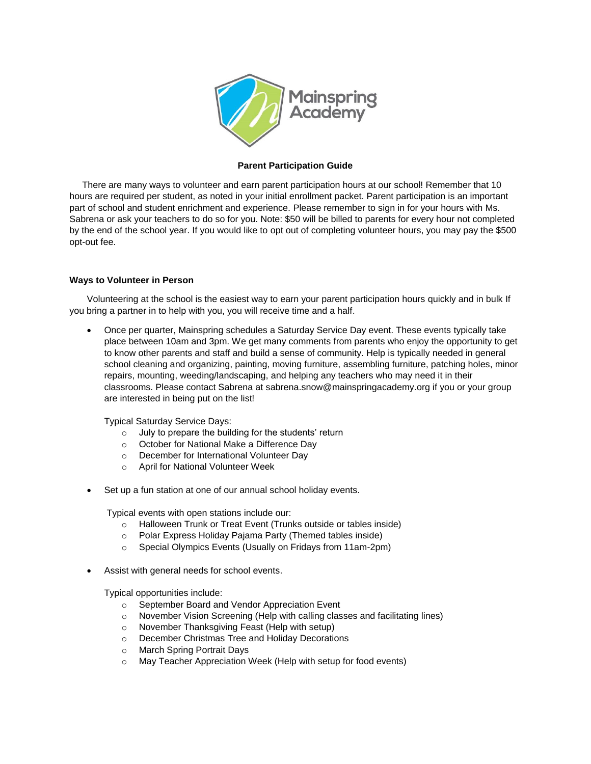Mainspring Academy

**Parent Participation Guide**

There are many ways to volunteer and earn parent participation hours at our school! Remember that 10 hours are required per student, as noted in your initial enrollment packet. Parent participation is an important part of school and student enrichment and experience. Please remember to sign in for your hours with Ms. Sabrena or ask your teachers to do so for you. Note: $50 will be billed to parents for every hour not completed by the end of the school year. If you would like to opt out of completing volunteer hours, you may pay the $500 opt-out fee.

**Ways to Volunteer in Person**

Volunteering at the school is the easiest way to earn your parent participation hours quickly and in bulk If you bring a partner in to help with you, you will receive time and a half.

- Once per quarter, Mainspring schedules a Saturday Service Day event. These events typically take place between 10am and 3pm. We get many comments from parents who enjoy the opportunity to get to know other parents and staff and build a sense of community. Help is typically needed in general school cleaning and organizing, painting, moving furniture, assembling furniture, patching holes, minor repairs, mounting, weeding/landscaping, and helping any teachers who may need it in their classrooms. Please contact Sabrena at sabrena.snow@mainspringacademy.org if you or your group are interested in being put on the list!

  Typical Saturday Service Days:
  - July to prepare the building for the students' return
  - October for National Make a Difference Day
  - December for International Volunteer Day
  - April for National Volunteer Week

- Set up a fun station at one of our annual school holiday events.

  Typical events with open stations include our:
  - Halloween Trunk or Treat Event (Trunks outside or tables inside)
  - Polar Express Holiday Pajama Party (Themed tables inside)
  - Special Olympics Events (Usually on Fridays from 11am-2pm)

- Assist with general needs for school events.

  Typical opportunities include:
  - September Board and Vendor Appreciation Event
  - November Vision Screening (Help with calling classes and facilitating lines)
  - November Thanksgiving Feast (Help with setup)
  - December Christmas Tree and Holiday Decorations
  - March Spring Portrait Days
  - May Teacher Appreciation Week (Help with setup for food events)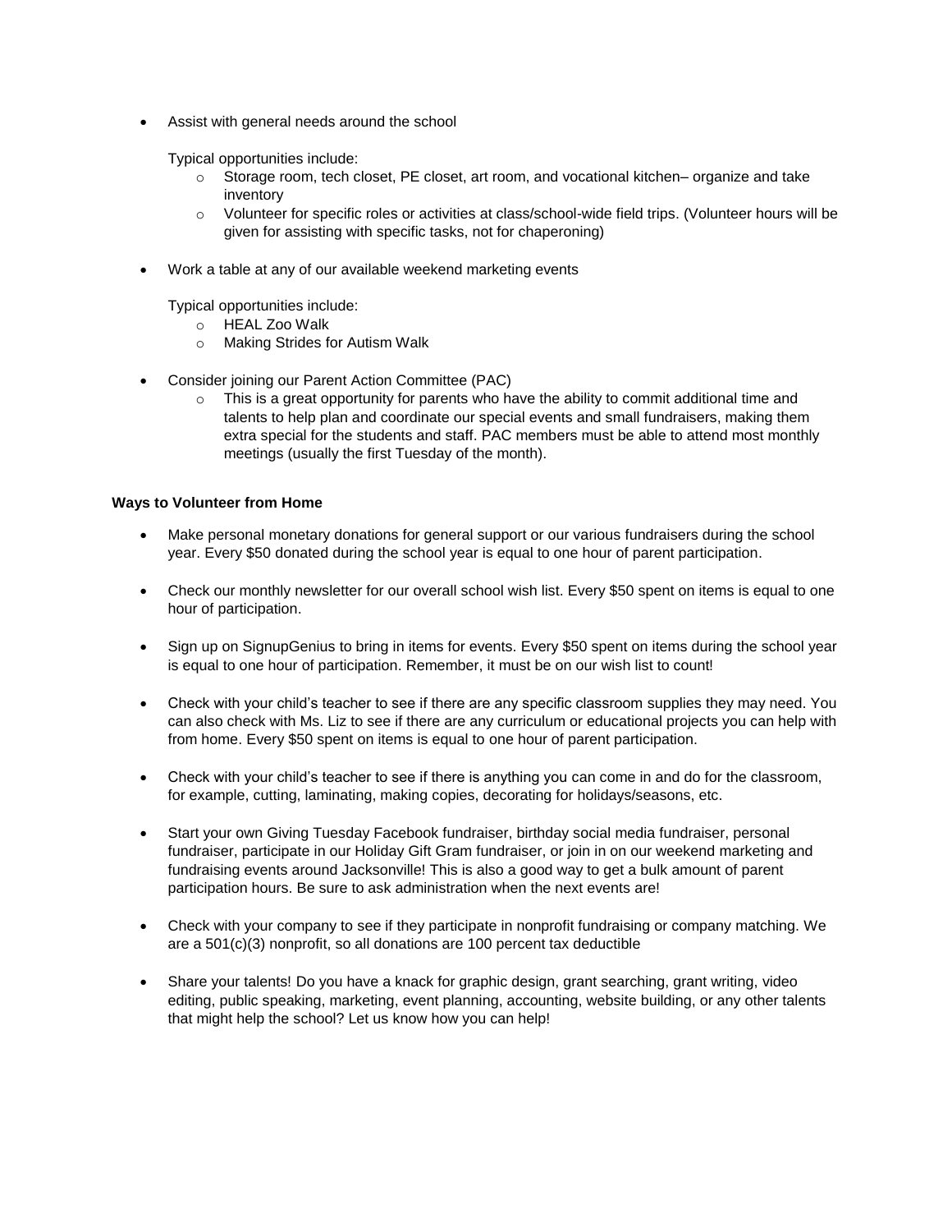- Assist with general needs around the school

  Typical opportunities include:
  - Storage room, tech closet, PE closet, art room, and vocational kitchen– organize and take inventory
  - Volunteer for specific roles or activities at class/school-wide field trips. (Volunteer hours will be given for assisting with specific tasks, not for chaperoning)

- Work a table at any of our available weekend marketing events

  Typical opportunities include:
  - HEAL Zoo Walk
  - Making Strides for Autism Walk

- Consider joining our Parent Action Committee (PAC)
  - This is a great opportunity for parents who have the ability to commit additional time and talents to help plan and coordinate our special events and small fundraisers, making them extra special for the students and staff. PAC members must be able to attend most monthly meetings (usually the first Tuesday of the month).

**Ways to Volunteer from Home**

- Make personal monetary donations for general support or our various fundraisers during the school year. Every $50 donated during the school year is equal to one hour of parent participation.

- Check our monthly newsletter for our overall school wish list. Every $50 spent on items is equal to one hour of participation.

- Sign up on SignupGenius to bring in items for events. Every $50 spent on items during the school year is equal to one hour of participation. Remember, it must be on our wish list to count!

- Check with your child's teacher to see if there are any specific classroom supplies they may need. You can also check with Ms. Liz to see if there are any curriculum or educational projects you can help with from home. Every $50 spent on items is equal to one hour of parent participation.

- Check with your child's teacher to see if there is anything you can come in and do for the classroom, for example, cutting, laminating, making copies, decorating for holidays/seasons, etc.

- Start your own Giving Tuesday Facebook fundraiser, birthday social media fundraiser, personal fundraiser, participate in our Holiday Gift Gram fundraiser, or join in on our weekend marketing and fundraising events around Jacksonville! This is also a good way to get a bulk amount of parent participation hours. Be sure to ask administration when the next events are!

- Check with your company to see if they participate in nonprofit fundraising or company matching. We are a 501(c)(3) nonprofit, so all donations are 100 percent tax deductible

- Share your talents! Do you have a knack for graphic design, grant searching, grant writing, video editing, public speaking, marketing, event planning, accounting, website building, or any other talents that might help the school? Let us know how you can help!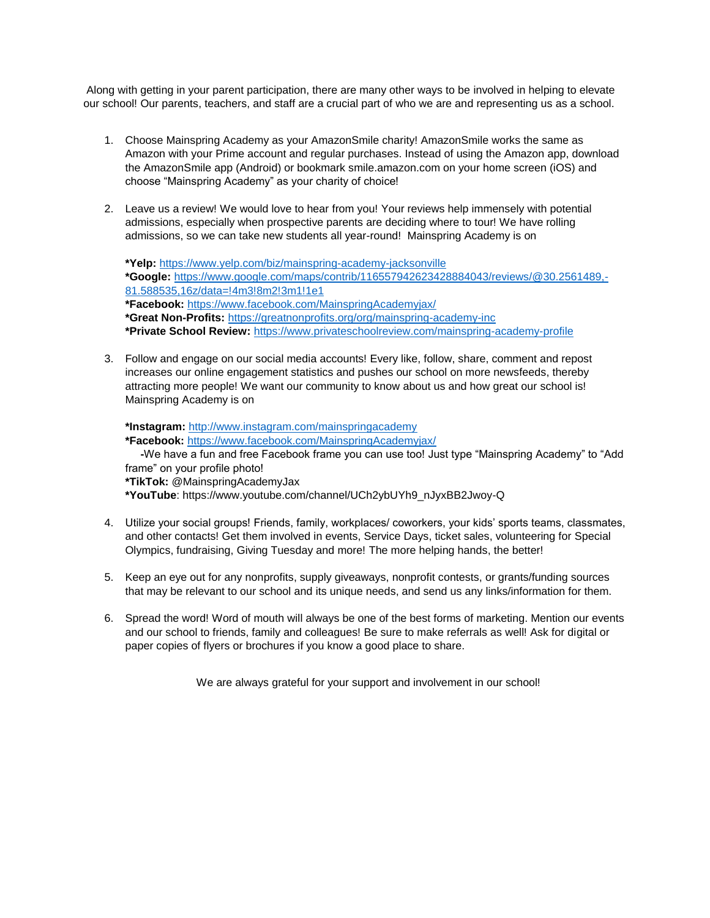Along with getting in your parent participation, there are many other ways to be involved in helping to elevate our school! Our parents, teachers, and staff are a crucial part of who we are and representing us as a school.

1. Choose Mainspring Academy as your AmazonSmile charity! AmazonSmile works the same as Amazon with your Prime account and regular purchases. Instead of using the Amazon app, download the AmazonSmile app (Android) or bookmark smile.amazon.com on your home screen (iOS) and choose "Mainspring Academy" as your charity of choice!

2. Leave us a review! We would love to hear from you! Your reviews help immensely with potential admissions, especially when prospective parents are deciding where to tour! We have rolling admissions, so we can take new students all year-round! Mainspring Academy is on

   ***Yelp:** https://www.yelp.com/biz/mainspring-academy-jacksonville
   ***Google:** https://www.google.com/maps/contrib/116557942623428884043/reviews/@30.2561489,-81.588535,16z/data=!4m3!8m2!3m1!1e1
   ***Facebook:** https://www.facebook.com/MainspringAcademyjax/
   ***Great Non-Profits:** https://greatnonprofits.org/org/mainspring-academy-inc
   ***Private School Review:** https://www.privateschoolreview.com/mainspring-academy-profile

3. Follow and engage on our social media accounts! Every like, follow, share, comment and repost increases our online engagement statistics and pushes our school on more newsfeeds, thereby attracting more people! We want our community to know about us and how great our school is! Mainspring Academy is on

   ***Instagram:** http://www.instagram.com/mainspringacademy
   ***Facebook:** https://www.facebook.com/MainspringAcademyjax/
   **-**We have a fun and free Facebook frame you can use too! Just type "Mainspring Academy" to "Add frame" on your profile photo!
   ***TikTok:** @MainspringAcademyJax
   ***YouTube**: https://www.youtube.com/channel/UCh2ybUYh9_nJyxBB2Jwoy-Q

4. Utilize your social groups! Friends, family, workplaces/ coworkers, your kids' sports teams, classmates, and other contacts! Get them involved in events, Service Days, ticket sales, volunteering for Special Olympics, fundraising, Giving Tuesday and more! The more helping hands, the better!

5. Keep an eye out for any nonprofits, supply giveaways, nonprofit contests, or grants/funding sources that may be relevant to our school and its unique needs, and send us any links/information for them.

6. Spread the word! Word of mouth will always be one of the best forms of marketing. Mention our events and our school to friends, family and colleagues! Be sure to make referrals as well! Ask for digital or paper copies of flyers or brochures if you know a good place to share.

We are always grateful for your support and involvement in our school!